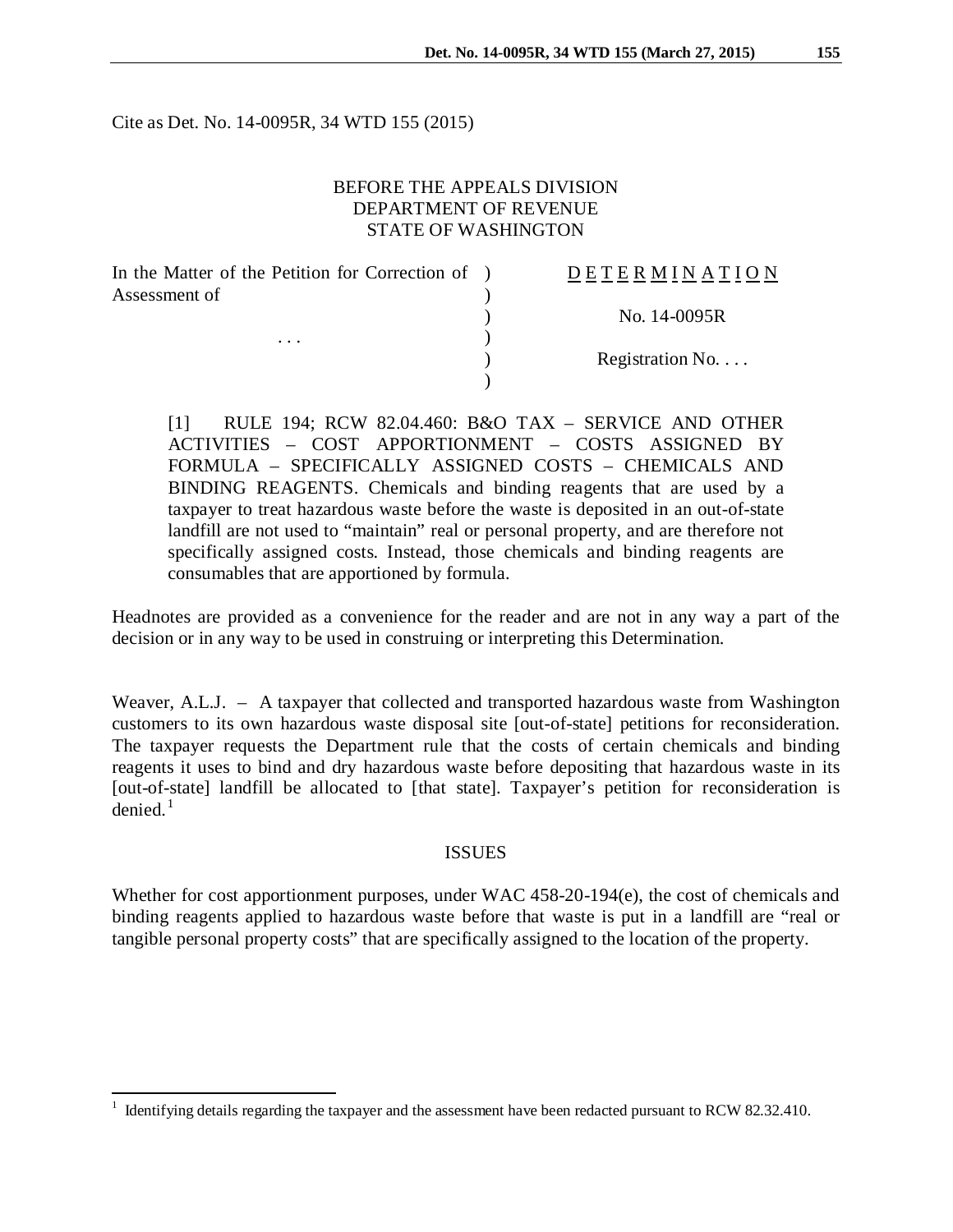Cite as Det. No. 14-0095R, 34 WTD 155 (2015)

BEFORE THE APPEALS DIVISION
DEPARTMENT OF REVENUE
STATE OF WASHINGTON

| | | |
|---|---|---|
| In the Matter of the Petition for Correction of Assessment of | ) | D E T E R M I N A T I O N |
| | ) | |
| | ) | No. 14-0095R |
| . . . | ) | |
| | ) | Registration No. . . . |
| | ) | |

[1] RULE 194; RCW 82.04.460: B&O TAX – SERVICE AND OTHER ACTIVITIES – COST APPORTIONMENT – COSTS ASSIGNED BY FORMULA – SPECIFICALLY ASSIGNED COSTS – CHEMICALS AND BINDING REAGENTS. Chemicals and binding reagents that are used by a taxpayer to treat hazardous waste before the waste is deposited in an out-of-state landfill are not used to "maintain" real or personal property, and are therefore not specifically assigned costs. Instead, those chemicals and binding reagents are consumables that are apportioned by formula.

Headnotes are provided as a convenience for the reader and are not in any way a part of the decision or in any way to be used in construing or interpreting this Determination.

Weaver, A.L.J. – A taxpayer that collected and transported hazardous waste from Washington customers to its own hazardous waste disposal site [out-of-state] petitions for reconsideration. The taxpayer requests the Department rule that the costs of certain chemicals and binding reagents it uses to bind and dry hazardous waste before depositing that hazardous waste in its [out-of-state] landfill be allocated to [that state]. Taxpayer's petition for reconsideration is denied.[1]

## ISSUES

Whether for cost apportionment purposes, under WAC 458-20-194(e), the cost of chemicals and binding reagents applied to hazardous waste before that waste is put in a landfill are "real or tangible personal property costs" that are specifically assigned to the location of the property.

[1] Identifying details regarding the taxpayer and the assessment have been redacted pursuant to RCW 82.32.410.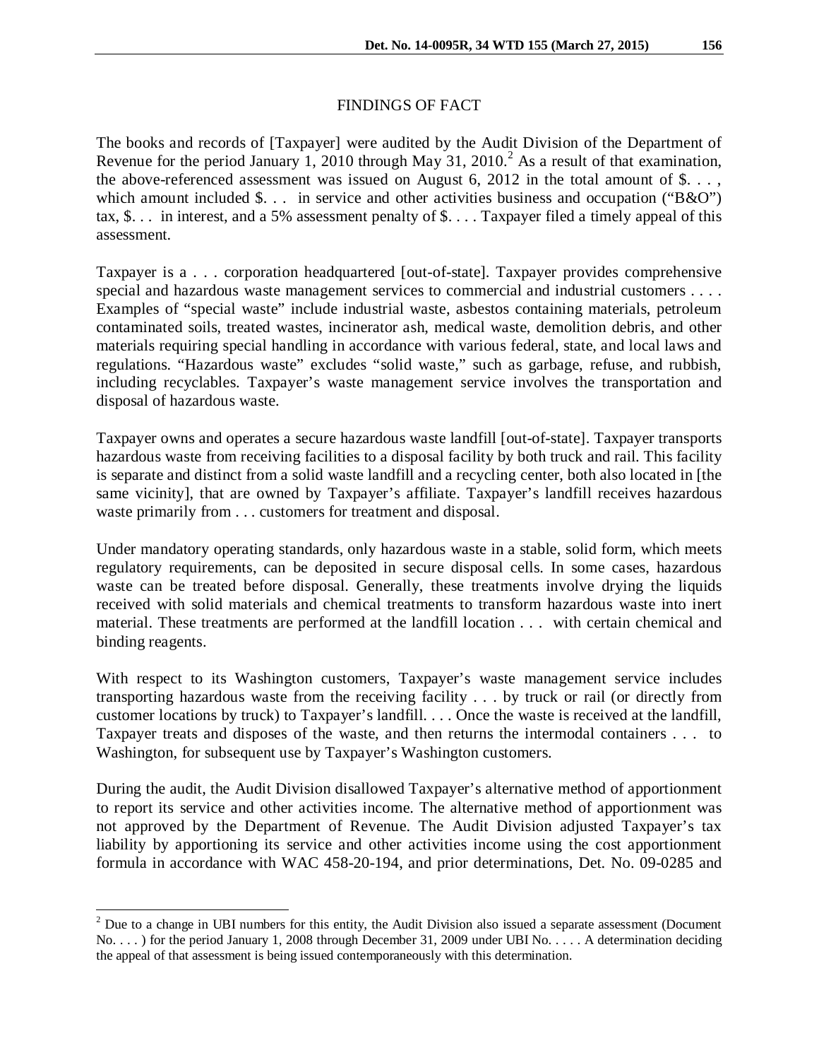## FINDINGS OF FACT

The books and records of [Taxpayer] were audited by the Audit Division of the Department of Revenue for the period January 1, 2010 through May 31, 2010.[2] As a result of that examination, the above-referenced assessment was issued on August 6, 2012 in the total amount of $. . . , which amount included $. . . in service and other activities business and occupation ("B&O") tax, $. . . in interest, and a 5% assessment penalty of $. . . . Taxpayer filed a timely appeal of this assessment.

Taxpayer is a . . . corporation headquartered [out-of-state]. Taxpayer provides comprehensive special and hazardous waste management services to commercial and industrial customers . . . . Examples of "special waste" include industrial waste, asbestos containing materials, petroleum contaminated soils, treated wastes, incinerator ash, medical waste, demolition debris, and other materials requiring special handling in accordance with various federal, state, and local laws and regulations. "Hazardous waste" excludes "solid waste," such as garbage, refuse, and rubbish, including recyclables. Taxpayer's waste management service involves the transportation and disposal of hazardous waste.

Taxpayer owns and operates a secure hazardous waste landfill [out-of-state]. Taxpayer transports hazardous waste from receiving facilities to a disposal facility by both truck and rail. This facility is separate and distinct from a solid waste landfill and a recycling center, both also located in [the same vicinity], that are owned by Taxpayer's affiliate. Taxpayer's landfill receives hazardous waste primarily from . . . customers for treatment and disposal.

Under mandatory operating standards, only hazardous waste in a stable, solid form, which meets regulatory requirements, can be deposited in secure disposal cells. In some cases, hazardous waste can be treated before disposal. Generally, these treatments involve drying the liquids received with solid materials and chemical treatments to transform hazardous waste into inert material. These treatments are performed at the landfill location . . . with certain chemical and binding reagents.

With respect to its Washington customers, Taxpayer's waste management service includes transporting hazardous waste from the receiving facility . . . by truck or rail (or directly from customer locations by truck) to Taxpayer's landfill. . . . Once the waste is received at the landfill, Taxpayer treats and disposes of the waste, and then returns the intermodal containers . . . to Washington, for subsequent use by Taxpayer's Washington customers.

During the audit, the Audit Division disallowed Taxpayer's alternative method of apportionment to report its service and other activities income. The alternative method of apportionment was not approved by the Department of Revenue. The Audit Division adjusted Taxpayer's tax liability by apportioning its service and other activities income using the cost apportionment formula in accordance with WAC 458-20-194, and prior determinations, Det. No. 09-0285 and

---

[2] Due to a change in UBI numbers for this entity, the Audit Division also issued a separate assessment (Document No. . . . ) for the period January 1, 2008 through December 31, 2009 under UBI No. . . . . A determination deciding the appeal of that assessment is being issued contemporaneously with this determination.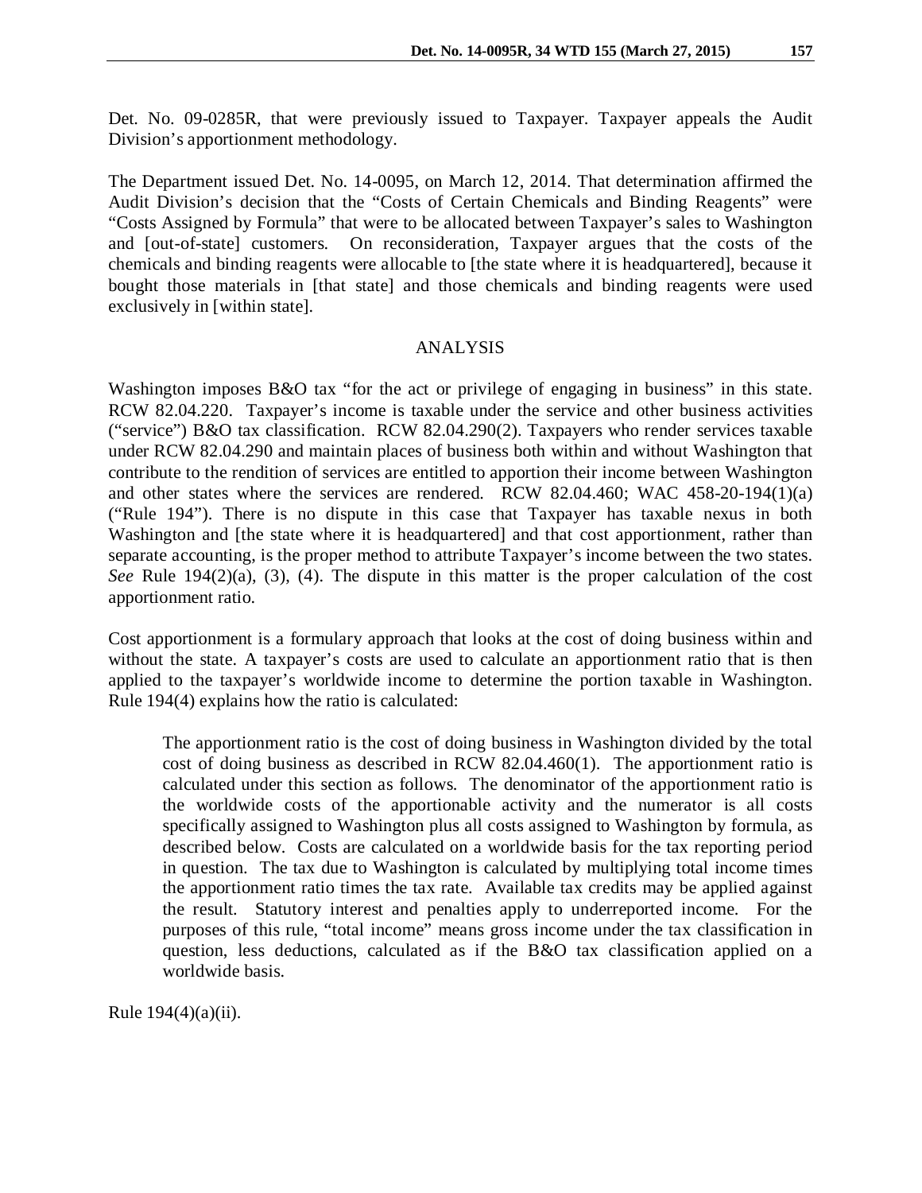Det. No. 09-0285R, that were previously issued to Taxpayer. Taxpayer appeals the Audit Division's apportionment methodology.

The Department issued Det. No. 14-0095, on March 12, 2014. That determination affirmed the Audit Division's decision that the "Costs of Certain Chemicals and Binding Reagents" were "Costs Assigned by Formula" that were to be allocated between Taxpayer's sales to Washington and [out-of-state] customers. On reconsideration, Taxpayer argues that the costs of the chemicals and binding reagents were allocable to [the state where it is headquartered], because it bought those materials in [that state] and those chemicals and binding reagents were used exclusively in [within state].

## ANALYSIS

Washington imposes B&O tax "for the act or privilege of engaging in business" in this state. RCW 82.04.220. Taxpayer's income is taxable under the service and other business activities ("service") B&O tax classification. RCW 82.04.290(2). Taxpayers who render services taxable under RCW 82.04.290 and maintain places of business both within and without Washington that contribute to the rendition of services are entitled to apportion their income between Washington and other states where the services are rendered. RCW 82.04.460; WAC 458-20-194(1)(a) ("Rule 194"). There is no dispute in this case that Taxpayer has taxable nexus in both Washington and [the state where it is headquartered] and that cost apportionment, rather than separate accounting, is the proper method to attribute Taxpayer's income between the two states. *See* Rule 194(2)(a), (3), (4). The dispute in this matter is the proper calculation of the cost apportionment ratio.

Cost apportionment is a formulary approach that looks at the cost of doing business within and without the state. A taxpayer's costs are used to calculate an apportionment ratio that is then applied to the taxpayer's worldwide income to determine the portion taxable in Washington. Rule 194(4) explains how the ratio is calculated:

> The apportionment ratio is the cost of doing business in Washington divided by the total cost of doing business as described in RCW 82.04.460(1). The apportionment ratio is calculated under this section as follows. The denominator of the apportionment ratio is the worldwide costs of the apportionable activity and the numerator is all costs specifically assigned to Washington plus all costs assigned to Washington by formula, as described below. Costs are calculated on a worldwide basis for the tax reporting period in question. The tax due to Washington is calculated by multiplying total income times the apportionment ratio times the tax rate. Available tax credits may be applied against the result. Statutory interest and penalties apply to underreported income. For the purposes of this rule, "total income" means gross income under the tax classification in question, less deductions, calculated as if the B&O tax classification applied on a worldwide basis.

Rule 194(4)(a)(ii).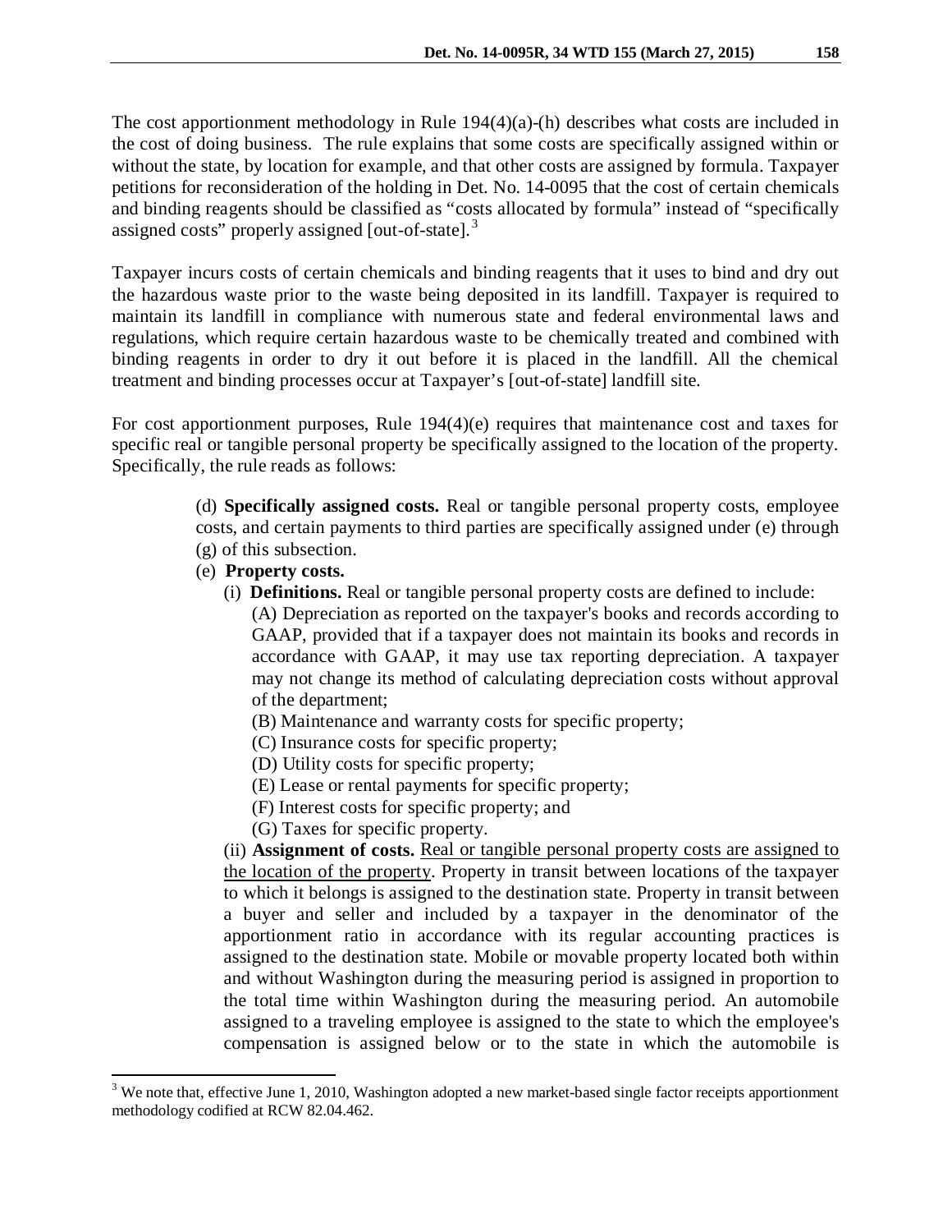The cost apportionment methodology in Rule 194(4)(a)-(h) describes what costs are included in the cost of doing business. The rule explains that some costs are specifically assigned within or without the state, by location for example, and that other costs are assigned by formula. Taxpayer petitions for reconsideration of the holding in Det. No. 14-0095 that the cost of certain chemicals and binding reagents should be classified as "costs allocated by formula" instead of "specifically assigned costs" properly assigned [out-of-state].[3]

Taxpayer incurs costs of certain chemicals and binding reagents that it uses to bind and dry out the hazardous waste prior to the waste being deposited in its landfill. Taxpayer is required to maintain its landfill in compliance with numerous state and federal environmental laws and regulations, which require certain hazardous waste to be chemically treated and combined with binding reagents in order to dry it out before it is placed in the landfill. All the chemical treatment and binding processes occur at Taxpayer's [out-of-state] landfill site.

For cost apportionment purposes, Rule 194(4)(e) requires that maintenance cost and taxes for specific real or tangible personal property be specifically assigned to the location of the property. Specifically, the rule reads as follows:

> (d) **Specifically assigned costs.** Real or tangible personal property costs, employee costs, and certain payments to third parties are specifically assigned under (e) through (g) of this subsection.
>
> (e) **Property costs.**
>
> (i) **Definitions.** Real or tangible personal property costs are defined to include:
>
> (A) Depreciation as reported on the taxpayer's books and records according to GAAP, provided that if a taxpayer does not maintain its books and records in accordance with GAAP, it may use tax reporting depreciation. A taxpayer may not change its method of calculating depreciation costs without approval of the department;
>
> (B) Maintenance and warranty costs for specific property;
>
> (C) Insurance costs for specific property;
>
> (D) Utility costs for specific property;
>
> (E) Lease or rental payments for specific property;
>
> (F) Interest costs for specific property; and
>
> (G) Taxes for specific property.
>
> (ii) **Assignment of costs.** <u>Real or tangible personal property costs are assigned to the location of the property</u>. Property in transit between locations of the taxpayer to which it belongs is assigned to the destination state. Property in transit between a buyer and seller and included by a taxpayer in the denominator of the apportionment ratio in accordance with its regular accounting practices is assigned to the destination state. Mobile or movable property located both within and without Washington during the measuring period is assigned in proportion to the total time within Washington during the measuring period. An automobile assigned to a traveling employee is assigned to the state to which the employee's compensation is assigned below or to the state in which the automobile is

[3] We note that, effective June 1, 2010, Washington adopted a new market-based single factor receipts apportionment methodology codified at RCW 82.04.462.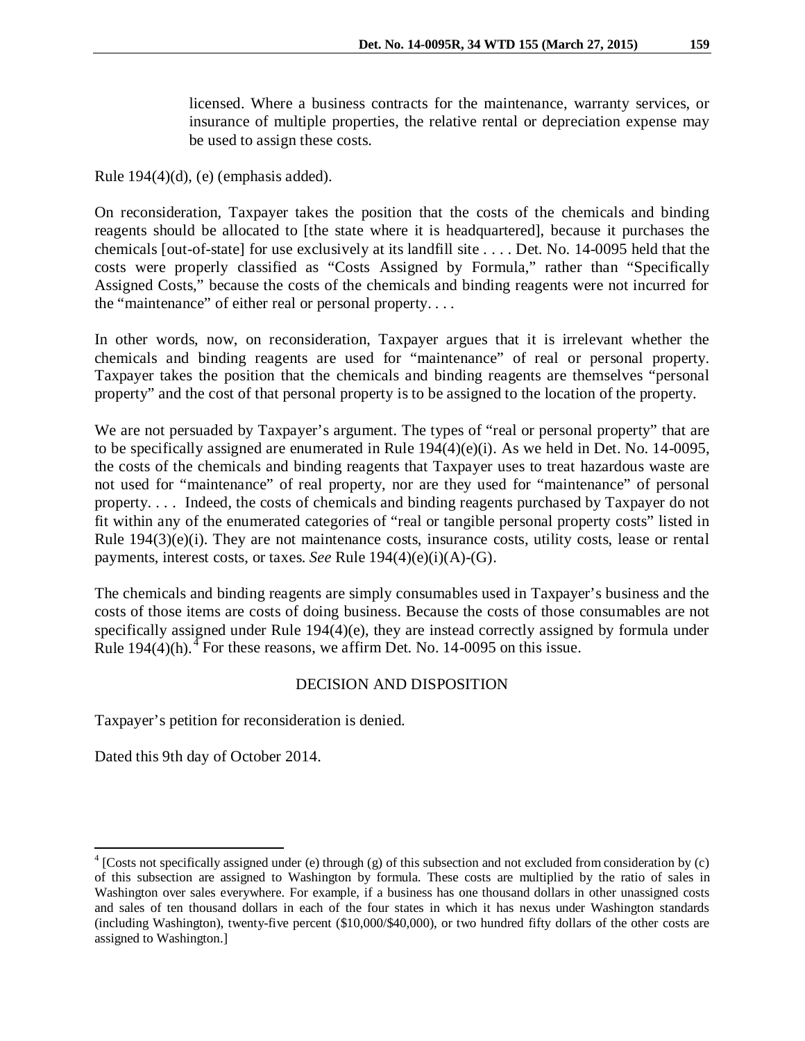> licensed. Where a business contracts for the maintenance, warranty services, or insurance of multiple properties, the relative rental or depreciation expense may be used to assign these costs.

Rule 194(4)(d), (e) (emphasis added).

On reconsideration, Taxpayer takes the position that the costs of the chemicals and binding reagents should be allocated to [the state where it is headquartered], because it purchases the chemicals [out-of-state] for use exclusively at its landfill site . . . . Det. No. 14-0095 held that the costs were properly classified as "Costs Assigned by Formula," rather than "Specifically Assigned Costs," because the costs of the chemicals and binding reagents were not incurred for the "maintenance" of either real or personal property. . . .

In other words, now, on reconsideration, Taxpayer argues that it is irrelevant whether the chemicals and binding reagents are used for "maintenance" of real or personal property. Taxpayer takes the position that the chemicals and binding reagents are themselves "personal property" and the cost of that personal property is to be assigned to the location of the property.

We are not persuaded by Taxpayer's argument. The types of "real or personal property" that are to be specifically assigned are enumerated in Rule 194(4)(e)(i). As we held in Det. No. 14-0095, the costs of the chemicals and binding reagents that Taxpayer uses to treat hazardous waste are not used for "maintenance" of real property, nor are they used for "maintenance" of personal property. . . . Indeed, the costs of chemicals and binding reagents purchased by Taxpayer do not fit within any of the enumerated categories of "real or tangible personal property costs" listed in Rule 194(3)(e)(i). They are not maintenance costs, insurance costs, utility costs, lease or rental payments, interest costs, or taxes. *See* Rule 194(4)(e)(i)(A)-(G).

The chemicals and binding reagents are simply consumables used in Taxpayer's business and the costs of those items are costs of doing business. Because the costs of those consumables are not specifically assigned under Rule 194(4)(e), they are instead correctly assigned by formula under Rule 194(4)(h).[4] For these reasons, we affirm Det. No. 14-0095 on this issue.

## DECISION AND DISPOSITION

Taxpayer's petition for reconsideration is denied.

Dated this 9th day of October 2014.

---

[4] [Costs not specifically assigned under (e) through (g) of this subsection and not excluded from consideration by (c) of this subsection are assigned to Washington by formula. These costs are multiplied by the ratio of sales in Washington over sales everywhere. For example, if a business has one thousand dollars in other unassigned costs and sales of ten thousand dollars in each of the four states in which it has nexus under Washington standards (including Washington), twenty-five percent ($10,000/$40,000), or two hundred fifty dollars of the other costs are assigned to Washington.]